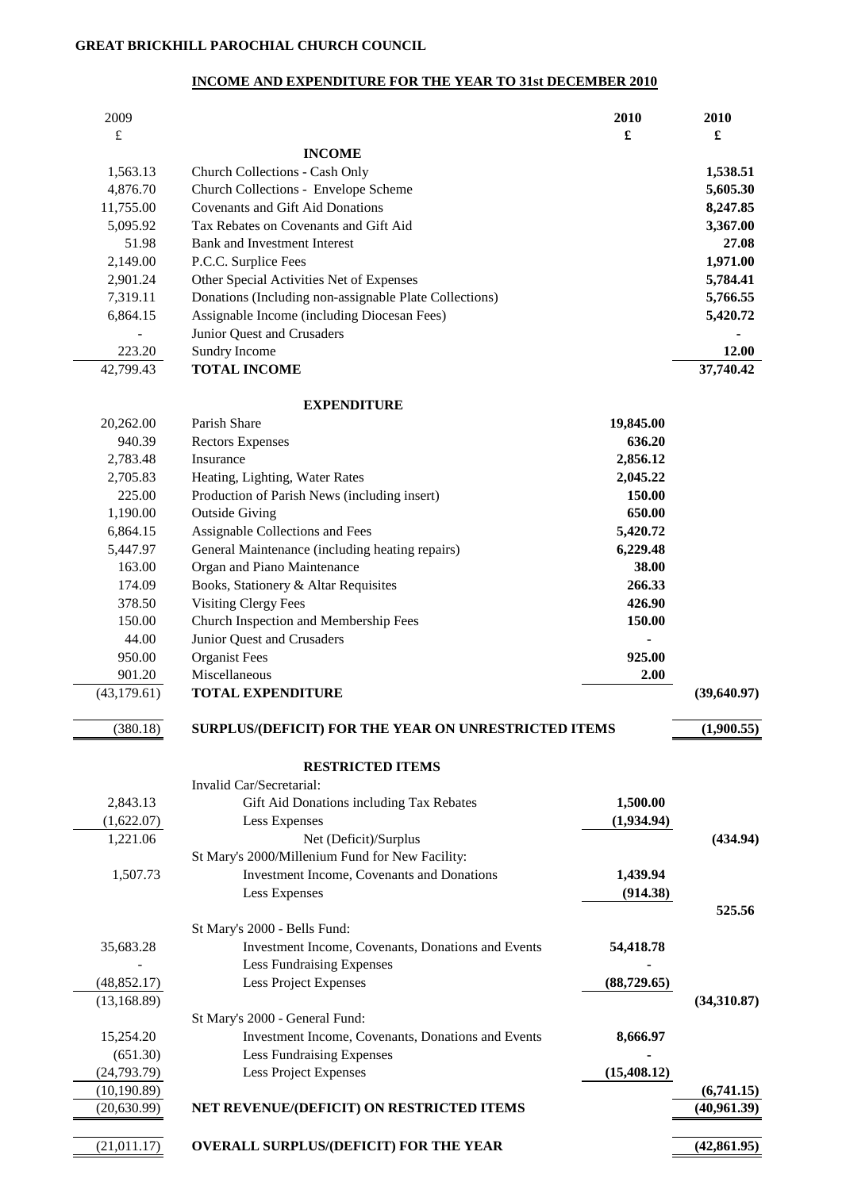**GREAT BRICKHILL PAROCHIAL CHURCH COUNCIL**

**INCOME AND EXPENDITURE FOR THE YEAR TO 31st DECEMBER 2010**

| 2009 £ | | 2010 £ | 2010 £ |
|---|---|---|---|
| | **INCOME** | | |
| 1,563.13 | Church Collections - Cash Only | | **1,538.51** |
| 4,876.70 | Church Collections - Envelope Scheme | | **5,605.30** |
| 11,755.00 | Covenants and Gift Aid Donations | | **8,247.85** |
| 5,095.92 | Tax Rebates on Covenants and Gift Aid | | **3,367.00** |
| 51.98 | Bank and Investment Interest | | **27.08** |
| 2,149.00 | P.C.C. Surplice Fees | | **1,971.00** |
| 2,901.24 | Other Special Activities Net of Expenses | | **5,784.41** |
| 7,319.11 | Donations (Including non-assignable Plate Collections) | | **5,766.55** |
| 6,864.15 | Assignable Income (including Diocesan Fees) | | **5,420.72** |
| - | Junior Quest and Crusaders | | **-** |
| 223.20 | Sundry Income | | **12.00** |
| 42,799.43 | **TOTAL INCOME** | | **37,740.42** |
| | **EXPENDITURE** | | |
| 20,262.00 | Parish Share | **19,845.00** | |
| 940.39 | Rectors Expenses | **636.20** | |
| 2,783.48 | Insurance | **2,856.12** | |
| 2,705.83 | Heating, Lighting, Water Rates | **2,045.22** | |
| 225.00 | Production of Parish News (including insert) | **150.00** | |
| 1,190.00 | Outside Giving | **650.00** | |
| 6,864.15 | Assignable Collections and Fees | **5,420.72** | |
| 5,447.97 | General Maintenance (including heating repairs) | **6,229.48** | |
| 163.00 | Organ and Piano Maintenance | **38.00** | |
| 174.09 | Books, Stationery & Altar Requisites | **266.33** | |
| 378.50 | Visiting Clergy Fees | **426.90** | |
| 150.00 | Church Inspection and Membership Fees | **150.00** | |
| 44.00 | Junior Quest and Crusaders | **-** | |
| 950.00 | Organist Fees | **925.00** | |
| 901.20 | Miscellaneous | **2.00** | |
| (43,179.61) | **TOTAL EXPENDITURE** | | **(39,640.97)** |
| (380.18) | **SURPLUS/(DEFICIT) FOR THE YEAR ON UNRESTRICTED ITEMS** | | **(1,900.55)** |
| | **RESTRICTED ITEMS** | | |
| | Invalid Car/Secretarial: | | |
| 2,843.13 | Gift Aid Donations including Tax Rebates | **1,500.00** | |
| (1,622.07) | Less Expenses | **(1,934.94)** | |
| 1,221.06 | Net (Deficit)/Surplus | | **(434.94)** |
| | St Mary's 2000/Millenium Fund for New Facility: | | |
| 1,507.73 | Investment Income, Covenants and Donations | **1,439.94** | |
| | Less Expenses | **(914.38)** | |
| | | | **525.56** |
| | St Mary's 2000 - Bells Fund: | | |
| 35,683.28 | Investment Income, Covenants, Donations and Events | **54,418.78** | |
| - | Less Fundraising Expenses | **-** | |
| (48,852.17) | Less Project Expenses | **(88,729.65)** | |
| (13,168.89) | | | **(34,310.87)** |
| | St Mary's 2000 - General Fund: | | |
| 15,254.20 | Investment Income, Covenants, Donations and Events | **8,666.97** | |
| (651.30) | Less Fundraising Expenses | **-** | |
| (24,793.79) | Less Project Expenses | **(15,408.12)** | |
| (10,190.89) | | | **(6,741.15)** |
| (20,630.99) | **NET REVENUE/(DEFICIT) ON RESTRICTED ITEMS** | | **(40,961.39)** |
| (21,011.17) | **OVERALL SURPLUS/(DEFICIT) FOR THE YEAR** | | **(42,861.95)** |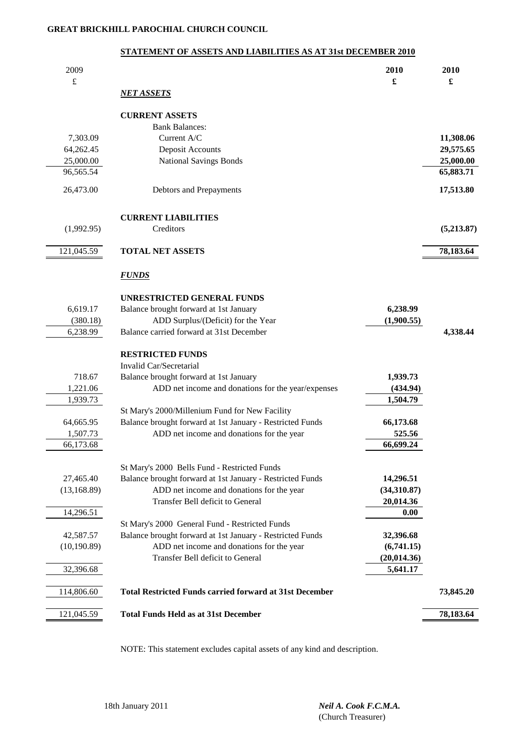**GREAT BRICKHILL PAROCHIAL CHURCH COUNCIL**

**STATEMENT OF ASSETS AND LIABILITIES AS AT 31st DECEMBER 2010**

| 2009 £ | | 2010 £ | 2010 £ |
|---|---|---|---|
| | ***NET ASSETS*** | | |
| | **CURRENT ASSETS** | | |
| | Bank Balances: | | |
| 7,303.09 | Current A/C | | **11,308.06** |
| 64,262.45 | Deposit Accounts | | **29,575.65** |
| 25,000.00 | National Savings Bonds | | **25,000.00** |
| 96,565.54 | | | **65,883.71** |
| 26,473.00 | Debtors and Prepayments | | **17,513.80** |
| | **CURRENT LIABILITIES** | | |
| (1,992.95) | Creditors | | **(5,213.87)** |
| 121,045.59 | **TOTAL NET ASSETS** | | **78,183.64** |
| | ***FUNDS*** | | |
| | **UNRESTRICTED GENERAL FUNDS** | | |
| 6,619.17 | Balance brought forward at 1st January | **6,238.99** | |
| (380.18) | ADD Surplus/(Deficit) for the Year | **(1,900.55)** | |
| 6,238.99 | Balance carried forward at 31st December | | **4,338.44** |
| | **RESTRICTED FUNDS** | | |
| | Invalid Car/Secretarial | | |
| 718.67 | Balance brought forward at 1st January | **1,939.73** | |
| 1,221.06 | ADD net income and donations for the year/expenses | **(434.94)** | |
| 1,939.73 | | **1,504.79** | |
| | St Mary's 2000/Millenium Fund for New Facility | | |
| 64,665.95 | Balance brought forward at 1st January - Restricted Funds | **66,173.68** | |
| 1,507.73 | ADD net income and donations for the year | **525.56** | |
| 66,173.68 | | **66,699.24** | |
| | St Mary's 2000 Bells Fund - Restricted Funds | | |
| 27,465.40 | Balance brought forward at 1st January - Restricted Funds | **14,296.51** | |
| (13,168.89) | ADD net income and donations for the year | **(34,310.87)** | |
| | Transfer Bell deficit to General | **20,014.36** | |
| 14,296.51 | | **0.00** | |
| | St Mary's 2000 General Fund - Restricted Funds | | |
| 42,587.57 | Balance brought forward at 1st January - Restricted Funds | **32,396.68** | |
| (10,190.89) | ADD net income and donations for the year | **(6,741.15)** | |
| | Transfer Bell deficit to General | **(20,014.36)** | |
| 32,396.68 | | **5,641.17** | |
| 114,806.60 | **Total Restricted Funds carried forward at 31st December** | | **73,845.20** |
| 121,045.59 | **Total Funds Held as at 31st December** | | **78,183.64** |

NOTE: This statement excludes capital assets of any kind and description.

18th January 2011

***Neil A. Cook F.C.M.A.***
(Church Treasurer)